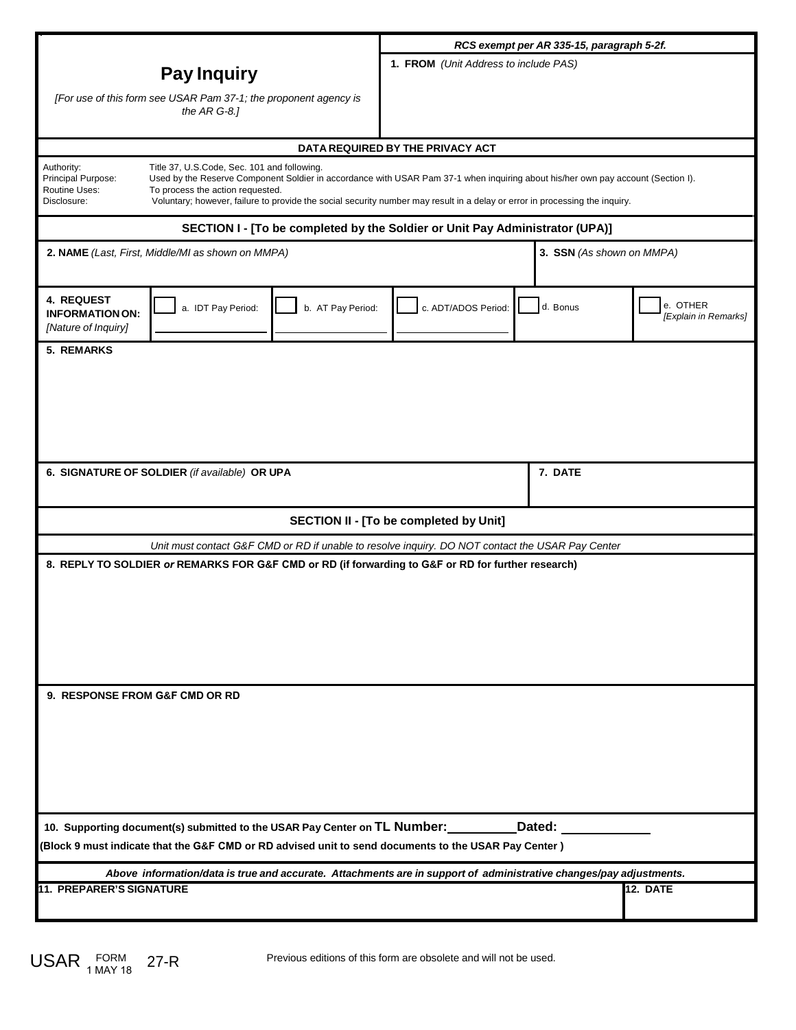# Pay Inquiry

*[For use of this form see USAR Pam 37-1; the proponent agency is the AR G-8.]*

***RCS exempt per AR 335-15, paragraph 5-2f.***

**1. FROM** *(Unit Address to include PAS)*

## DATA REQUIRED BY THE PRIVACY ACT

| | |
|---|---|
| Authority: | Title 37, U.S.Code, Sec. 101 and following. |
| Principal Purpose: | Used by the Reserve Component Soldier in accordance with USAR Pam 37-1 when inquiring about his/her own pay account (Section I). |
| Routine Uses: | To process the action requested. |
| Disclosure: | Voluntary; however, failure to provide the social security number may result in a delay or error in processing the inquiry. |

## SECTION I - [To be completed by the Soldier or Unit Pay Administrator (UPA)]

| **2. NAME** *(Last, First, Middle/MI as shown on MMPA)* | **3. SSN** *(As shown on MMPA)* |
|---|---|
| | |

| **4. REQUEST INFORMATION ON:** *[Nature of Inquiry]* | ☐ a. IDT Pay Period: ________ | ☐ b. AT Pay Period: ________ | ☐ c. ADT/ADOS Period: ________ | ☐ d. Bonus | ☐ e. OTHER *[Explain in Remarks]* |
|---|---|---|---|---|---|

**5. REMARKS**

| **6. SIGNATURE OF SOLDIER** *(if available)* **OR UPA** | **7. DATE** |
|---|---|
| | |

## SECTION II - [To be completed by Unit]

*Unit must contact G&F CMD or RD if unable to resolve inquiry. DO NOT contact the USAR Pay Center*

**8. REPLY TO SOLDIER *or* REMARKS FOR G&F CMD or RD (if forwarding to G&F or RD for further research)**

**9. RESPONSE FROM G&F CMD OR RD**

**10. Supporting document(s) submitted to the USAR Pay Center on TL Number:__________ Dated: ____________**

**(Block 9 must indicate that the G&F CMD or RD advised unit to send documents to the USAR Pay Center )**

***Above information/data is true and accurate. Attachments are in support of administrative changes/pay adjustments.***

| **11. PREPARER'S SIGNATURE** | **12. DATE** |
|---|---|
| | |

USAR FORM 27-R, 1 MAY 18

Previous editions of this form are obsolete and will not be used.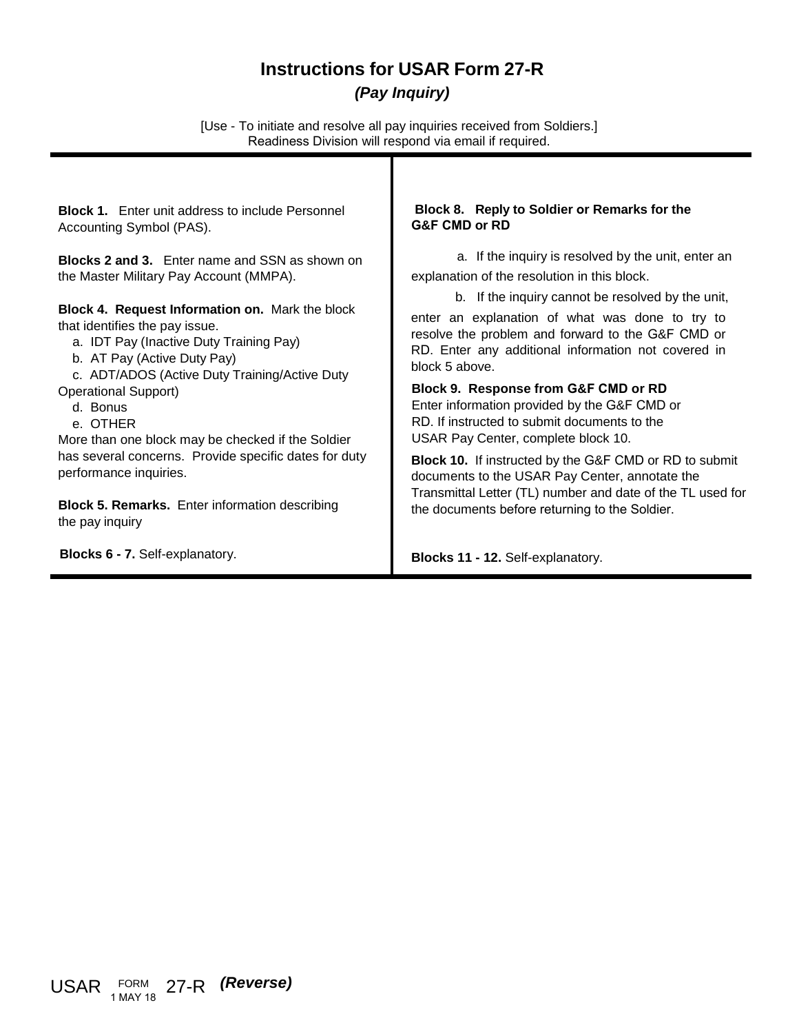# Instructions for USAR Form 27-R

***(Pay Inquiry)***

[Use - To initiate and resolve all pay inquiries received from Soldiers.]
Readiness Division will respond via email if required.

**Block 1.** Enter unit address to include Personnel Accounting Symbol (PAS).

**Blocks 2 and 3.** Enter name and SSN as shown on the Master Military Pay Account (MMPA).

**Block 4. Request Information on.** Mark the block that identifies the pay issue.

a. IDT Pay (Inactive Duty Training Pay)
b. AT Pay (Active Duty Pay)
c. ADT/ADOS (Active Duty Training/Active Duty Operational Support)
d. Bonus
e. OTHER

More than one block may be checked if the Soldier has several concerns. Provide specific dates for duty performance inquiries.

**Block 5. Remarks.** Enter information describing the pay inquiry

**Blocks 6 - 7.** Self-explanatory.

**Block 8. Reply to Soldier or Remarks for the G&F CMD or RD**

a. If the inquiry is resolved by the unit, enter an explanation of the resolution in this block.

b. If the inquiry cannot be resolved by the unit, enter an explanation of what was done to try to resolve the problem and forward to the G&F CMD or RD. Enter any additional information not covered in block 5 above.

**Block 9. Response from G&F CMD or RD**
Enter information provided by the G&F CMD or RD. If instructed to submit documents to the USAR Pay Center, complete block 10.

**Block 10.** If instructed by the G&F CMD or RD to submit documents to the USAR Pay Center, annotate the Transmittal Letter (TL) number and date of the TL used for the documents before returning to the Soldier.

**Blocks 11 - 12.** Self-explanatory.

USAR FORM 27-R, 1 MAY 18 ***(Reverse)***